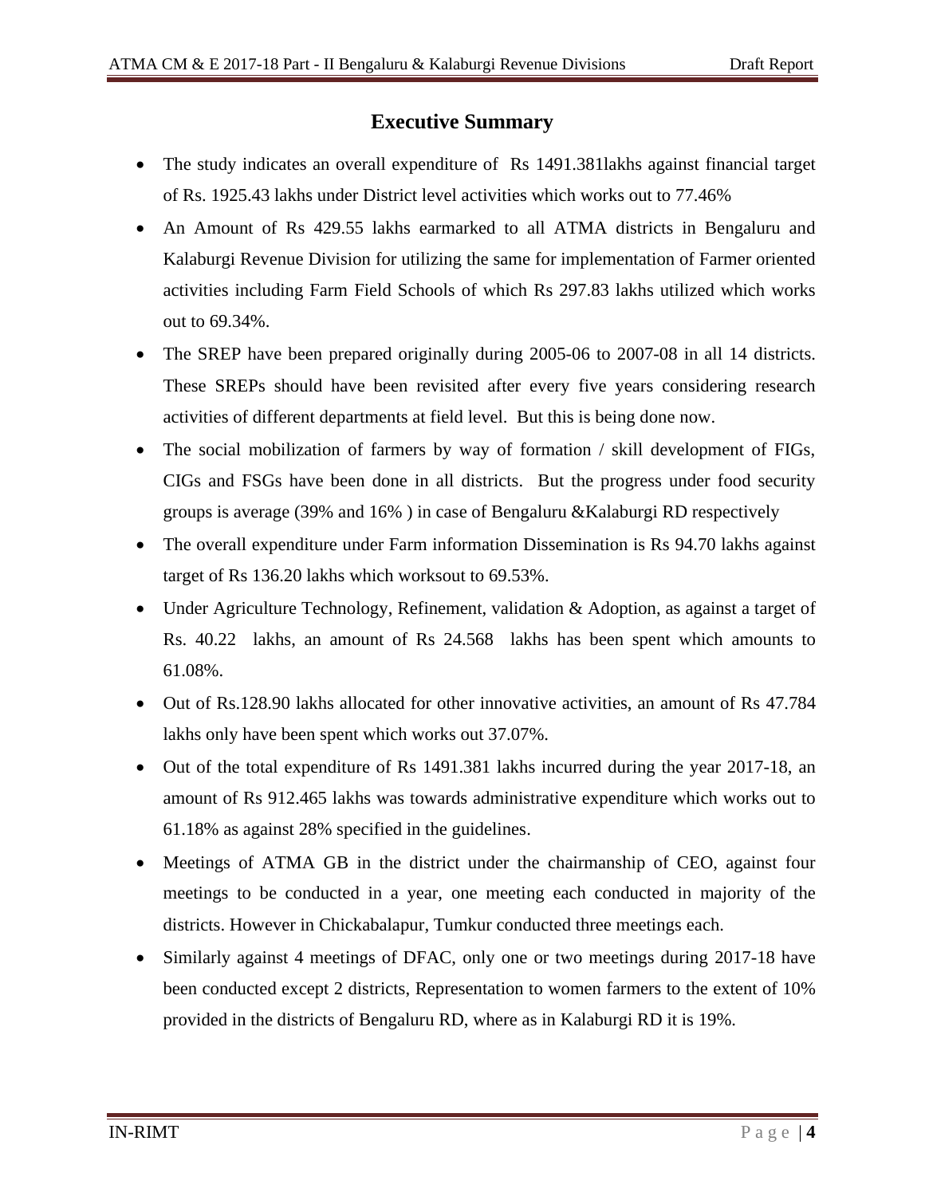## Executive Summary

- The study indicates an overall expenditure of Rs 1491.381lakhs against financial target of Rs. 1925.43 lakhs under District level activities which works out to 77.46%
- An Amount of Rs 429.55 lakhs earmarked to all ATMA districts in Bengaluru and Kalaburgi Revenue Division for utilizing the same for implementation of Farmer oriented activities including Farm Field Schools of which Rs 297.83 lakhs utilized which works out to 69.34%.
- The SREP have been prepared originally during 2005-06 to 2007-08 in all 14 districts. These SREPs should have been revisited after every five years considering research activities of different departments at field level. But this is being done now.
- The social mobilization of farmers by way of formation / skill development of FIGs, CIGs and FSGs have been done in all districts. But the progress under food security groups is average (39% and 16% ) in case of Bengaluru &Kalaburgi RD respectively
- The overall expenditure under Farm information Dissemination is Rs 94.70 lakhs against target of Rs 136.20 lakhs which worksout to 69.53%.
- Under Agriculture Technology, Refinement, validation & Adoption, as against a target of Rs. 40.22 lakhs, an amount of Rs 24.568 lakhs has been spent which amounts to 61.08%.
- Out of Rs.128.90 lakhs allocated for other innovative activities, an amount of Rs 47.784 lakhs only have been spent which works out 37.07%.
- Out of the total expenditure of Rs 1491.381 lakhs incurred during the year 2017-18, an amount of Rs 912.465 lakhs was towards administrative expenditure which works out to 61.18% as against 28% specified in the guidelines.
- Meetings of ATMA GB in the district under the chairmanship of CEO, against four meetings to be conducted in a year, one meeting each conducted in majority of the districts. However in Chickabalapur, Tumkur conducted three meetings each.
- Similarly against 4 meetings of DFAC, only one or two meetings during 2017-18 have been conducted except 2 districts, Representation to women farmers to the extent of 10% provided in the districts of Bengaluru RD, where as in Kalaburgi RD it is 19%.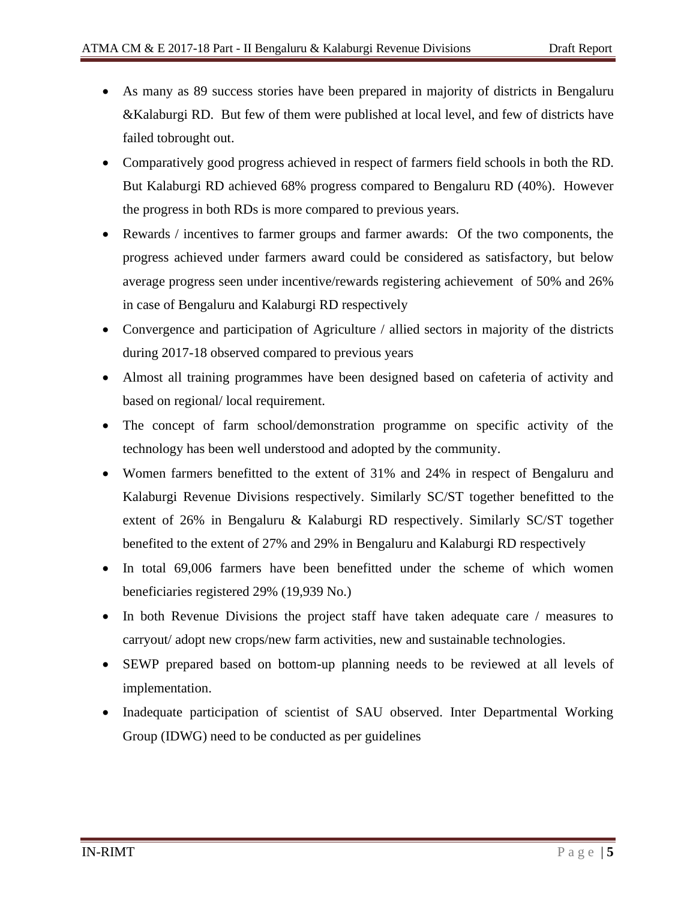- As many as 89 success stories have been prepared in majority of districts in Bengaluru &Kalaburgi RD. But few of them were published at local level, and few of districts have failed tobrought out.
- Comparatively good progress achieved in respect of farmers field schools in both the RD. But Kalaburgi RD achieved 68% progress compared to Bengaluru RD (40%). However the progress in both RDs is more compared to previous years.
- Rewards / incentives to farmer groups and farmer awards: Of the two components, the progress achieved under farmers award could be considered as satisfactory, but below average progress seen under incentive/rewards registering achievement of 50% and 26% in case of Bengaluru and Kalaburgi RD respectively
- Convergence and participation of Agriculture / allied sectors in majority of the districts during 2017-18 observed compared to previous years
- Almost all training programmes have been designed based on cafeteria of activity and based on regional/ local requirement.
- The concept of farm school/demonstration programme on specific activity of the technology has been well understood and adopted by the community.
- Women farmers benefitted to the extent of 31% and 24% in respect of Bengaluru and Kalaburgi Revenue Divisions respectively. Similarly SC/ST together benefitted to the extent of 26% in Bengaluru & Kalaburgi RD respectively. Similarly SC/ST together benefited to the extent of 27% and 29% in Bengaluru and Kalaburgi RD respectively
- In total 69,006 farmers have been benefitted under the scheme of which women beneficiaries registered 29% (19,939 No.)
- In both Revenue Divisions the project staff have taken adequate care / measures to carryout/ adopt new crops/new farm activities, new and sustainable technologies.
- SEWP prepared based on bottom-up planning needs to be reviewed at all levels of implementation.
- Inadequate participation of scientist of SAU observed. Inter Departmental Working Group (IDWG) need to be conducted as per guidelines